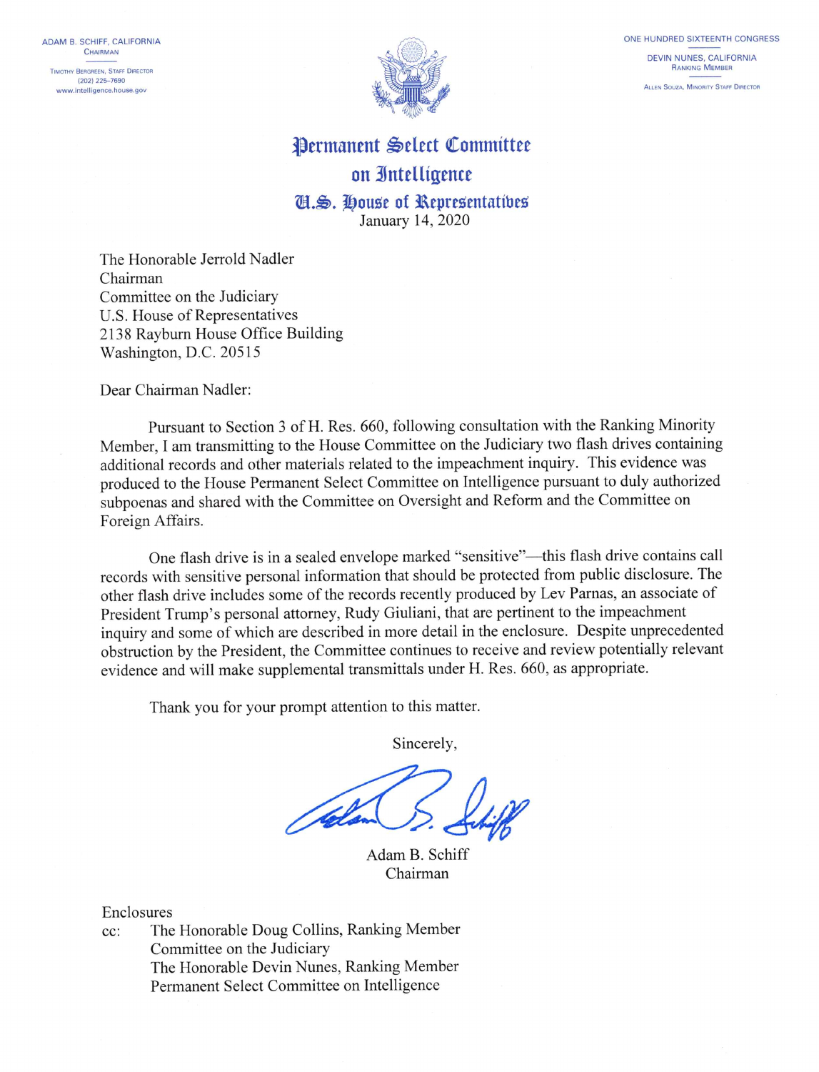ADAM B. SCHIFF, CALIFORNIA
CHAIRMAN

TIMOTHY BERGREEN, STAFF DIRECTOR
(202) 225-7690
www.intelligence.house.gov

ONE HUNDRED SIXTEENTH CONGRESS

DEVIN NUNES, CALIFORNIA
RANKING MEMBER

ALLEN SOUZA, MINORITY STAFF DIRECTOR

# Permanent Select Committee on Intelligence

## U.S. House of Representatives

January 14, 2020

The Honorable Jerrold Nadler
Chairman
Committee on the Judiciary
U.S. House of Representatives
2138 Rayburn House Office Building
Washington, D.C. 20515

Dear Chairman Nadler:

Pursuant to Section 3 of H. Res. 660, following consultation with the Ranking Minority Member, I am transmitting to the House Committee on the Judiciary two flash drives containing additional records and other materials related to the impeachment inquiry. This evidence was produced to the House Permanent Select Committee on Intelligence pursuant to duly authorized subpoenas and shared with the Committee on Oversight and Reform and the Committee on Foreign Affairs.

One flash drive is in a sealed envelope marked "sensitive"—this flash drive contains call records with sensitive personal information that should be protected from public disclosure. The other flash drive includes some of the records recently produced by Lev Parnas, an associate of President Trump's personal attorney, Rudy Giuliani, that are pertinent to the impeachment inquiry and some of which are described in more detail in the enclosure. Despite unprecedented obstruction by the President, the Committee continues to receive and review potentially relevant evidence and will make supplemental transmittals under H. Res. 660, as appropriate.

Thank you for your prompt attention to this matter.

Sincerely,

Adam B. Schiff
Chairman

Enclosures

cc: The Honorable Doug Collins, Ranking Member
Committee on the Judiciary
The Honorable Devin Nunes, Ranking Member
Permanent Select Committee on Intelligence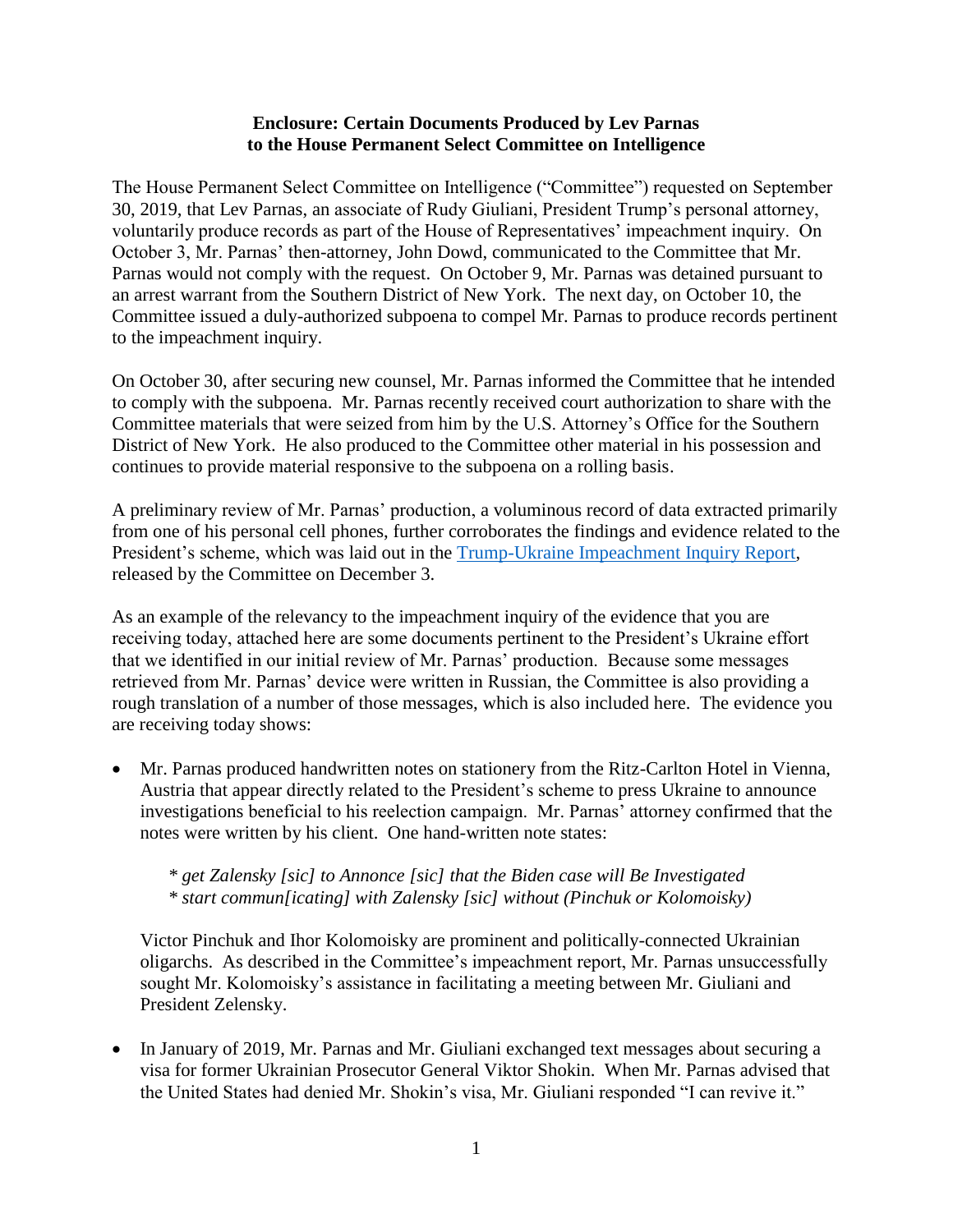**Enclosure: Certain Documents Produced by Lev Parnas to the House Permanent Select Committee on Intelligence**

The House Permanent Select Committee on Intelligence ("Committee") requested on September 30, 2019, that Lev Parnas, an associate of Rudy Giuliani, President Trump's personal attorney, voluntarily produce records as part of the House of Representatives' impeachment inquiry. On October 3, Mr. Parnas' then-attorney, John Dowd, communicated to the Committee that Mr. Parnas would not comply with the request. On October 9, Mr. Parnas was detained pursuant to an arrest warrant from the Southern District of New York. The next day, on October 10, the Committee issued a duly-authorized subpoena to compel Mr. Parnas to produce records pertinent to the impeachment inquiry.

On October 30, after securing new counsel, Mr. Parnas informed the Committee that he intended to comply with the subpoena. Mr. Parnas recently received court authorization to share with the Committee materials that were seized from him by the U.S. Attorney's Office for the Southern District of New York. He also produced to the Committee other material in his possession and continues to provide material responsive to the subpoena on a rolling basis.

A preliminary review of Mr. Parnas' production, a voluminous record of data extracted primarily from one of his personal cell phones, further corroborates the findings and evidence related to the President's scheme, which was laid out in the Trump-Ukraine Impeachment Inquiry Report, released by the Committee on December 3.

As an example of the relevancy to the impeachment inquiry of the evidence that you are receiving today, attached here are some documents pertinent to the President's Ukraine effort that we identified in our initial review of Mr. Parnas' production. Because some messages retrieved from Mr. Parnas' device were written in Russian, the Committee is also providing a rough translation of a number of those messages, which is also included here. The evidence you are receiving today shows:

- Mr. Parnas produced handwritten notes on stationery from the Ritz-Carlton Hotel in Vienna, Austria that appear directly related to the President's scheme to press Ukraine to announce investigations beneficial to his reelection campaign. Mr. Parnas' attorney confirmed that the notes were written by his client. One hand-written note states:

  *\* get Zalensky [sic] to Annonce [sic] that the Biden case will Be Investigated*
  *\* start commun[icating] with Zalensky [sic] without (Pinchuk or Kolomoisky)*

  Victor Pinchuk and Ihor Kolomoisky are prominent and politically-connected Ukrainian oligarchs. As described in the Committee's impeachment report, Mr. Parnas unsuccessfully sought Mr. Kolomoisky's assistance in facilitating a meeting between Mr. Giuliani and President Zelensky.

- In January of 2019, Mr. Parnas and Mr. Giuliani exchanged text messages about securing a visa for former Ukrainian Prosecutor General Viktor Shokin. When Mr. Parnas advised that the United States had denied Mr. Shokin's visa, Mr. Giuliani responded "I can revive it."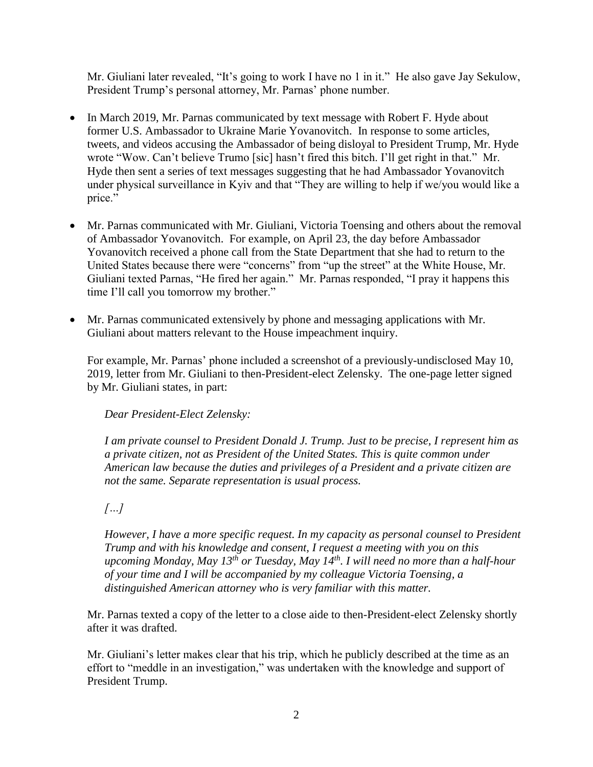Mr. Giuliani later revealed, "It's going to work I have no 1 in it." He also gave Jay Sekulow, President Trump's personal attorney, Mr. Parnas' phone number.

- In March 2019, Mr. Parnas communicated by text message with Robert F. Hyde about former U.S. Ambassador to Ukraine Marie Yovanovitch. In response to some articles, tweets, and videos accusing the Ambassador of being disloyal to President Trump, Mr. Hyde wrote "Wow. Can't believe Trumo [sic] hasn't fired this bitch. I'll get right in that." Mr. Hyde then sent a series of text messages suggesting that he had Ambassador Yovanovitch under physical surveillance in Kyiv and that "They are willing to help if we/you would like a price."

- Mr. Parnas communicated with Mr. Giuliani, Victoria Toensing and others about the removal of Ambassador Yovanovitch. For example, on April 23, the day before Ambassador Yovanovitch received a phone call from the State Department that she had to return to the United States because there were "concerns" from "up the street" at the White House, Mr. Giuliani texted Parnas, "He fired her again." Mr. Parnas responded, "I pray it happens this time I'll call you tomorrow my brother."

- Mr. Parnas communicated extensively by phone and messaging applications with Mr. Giuliani about matters relevant to the House impeachment inquiry.

  For example, Mr. Parnas' phone included a screenshot of a previously-undisclosed May 10, 2019, letter from Mr. Giuliani to then-President-elect Zelensky. The one-page letter signed by Mr. Giuliani states, in part:

  > *Dear President-Elect Zelensky:*
  >
  > *I am private counsel to President Donald J. Trump. Just to be precise, I represent him as a private citizen, not as President of the United States. This is quite common under American law because the duties and privileges of a President and a private citizen are not the same. Separate representation is usual process.*
  >
  > *[…]*
  >
  > *However, I have a more specific request. In my capacity as personal counsel to President Trump and with his knowledge and consent, I request a meeting with you on this upcoming Monday, May 13th or Tuesday, May 14th. I will need no more than a half-hour of your time and I will be accompanied by my colleague Victoria Toensing, a distinguished American attorney who is very familiar with this matter.*

  Mr. Parnas texted a copy of the letter to a close aide to then-President-elect Zelensky shortly after it was drafted.

  Mr. Giuliani's letter makes clear that his trip, which he publicly described at the time as an effort to "meddle in an investigation," was undertaken with the knowledge and support of President Trump.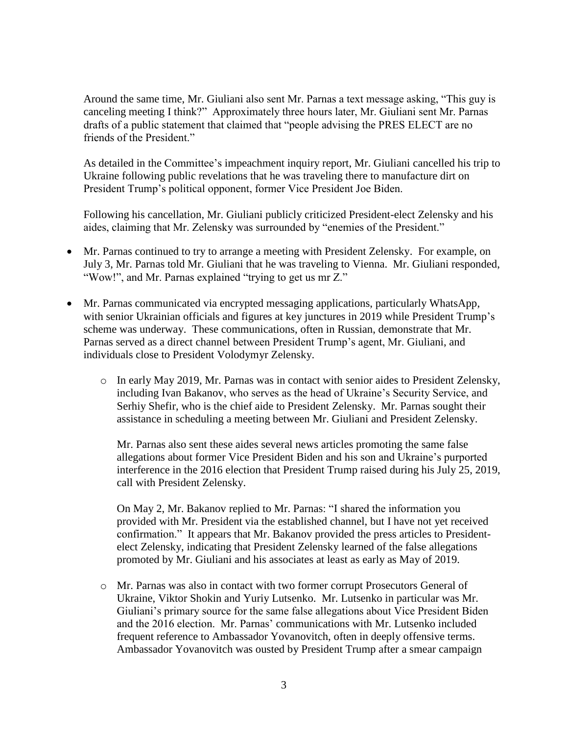Around the same time, Mr. Giuliani also sent Mr. Parnas a text message asking, "This guy is canceling meeting I think?" Approximately three hours later, Mr. Giuliani sent Mr. Parnas drafts of a public statement that claimed that "people advising the PRES ELECT are no friends of the President."

As detailed in the Committee's impeachment inquiry report, Mr. Giuliani cancelled his trip to Ukraine following public revelations that he was traveling there to manufacture dirt on President Trump's political opponent, former Vice President Joe Biden.

Following his cancellation, Mr. Giuliani publicly criticized President-elect Zelensky and his aides, claiming that Mr. Zelensky was surrounded by "enemies of the President."

- Mr. Parnas continued to try to arrange a meeting with President Zelensky. For example, on July 3, Mr. Parnas told Mr. Giuliani that he was traveling to Vienna. Mr. Giuliani responded, "Wow!", and Mr. Parnas explained "trying to get us mr Z."
- Mr. Parnas communicated via encrypted messaging applications, particularly WhatsApp, with senior Ukrainian officials and figures at key junctures in 2019 while President Trump's scheme was underway. These communications, often in Russian, demonstrate that Mr. Parnas served as a direct channel between President Trump's agent, Mr. Giuliani, and individuals close to President Volodymyr Zelensky.
    - In early May 2019, Mr. Parnas was in contact with senior aides to President Zelensky, including Ivan Bakanov, who serves as the head of Ukraine's Security Service, and Serhiy Shefir, who is the chief aide to President Zelensky. Mr. Parnas sought their assistance in scheduling a meeting between Mr. Giuliani and President Zelensky.

      Mr. Parnas also sent these aides several news articles promoting the same false allegations about former Vice President Biden and his son and Ukraine's purported interference in the 2016 election that President Trump raised during his July 25, 2019, call with President Zelensky.

      On May 2, Mr. Bakanov replied to Mr. Parnas: "I shared the information you provided with Mr. President via the established channel, but I have not yet received confirmation." It appears that Mr. Bakanov provided the press articles to President-elect Zelensky, indicating that President Zelensky learned of the false allegations promoted by Mr. Giuliani and his associates at least as early as May of 2019.
    - Mr. Parnas was also in contact with two former corrupt Prosecutors General of Ukraine, Viktor Shokin and Yuriy Lutsenko. Mr. Lutsenko in particular was Mr. Giuliani's primary source for the same false allegations about Vice President Biden and the 2016 election. Mr. Parnas' communications with Mr. Lutsenko included frequent reference to Ambassador Yovanovitch, often in deeply offensive terms. Ambassador Yovanovitch was ousted by President Trump after a smear campaign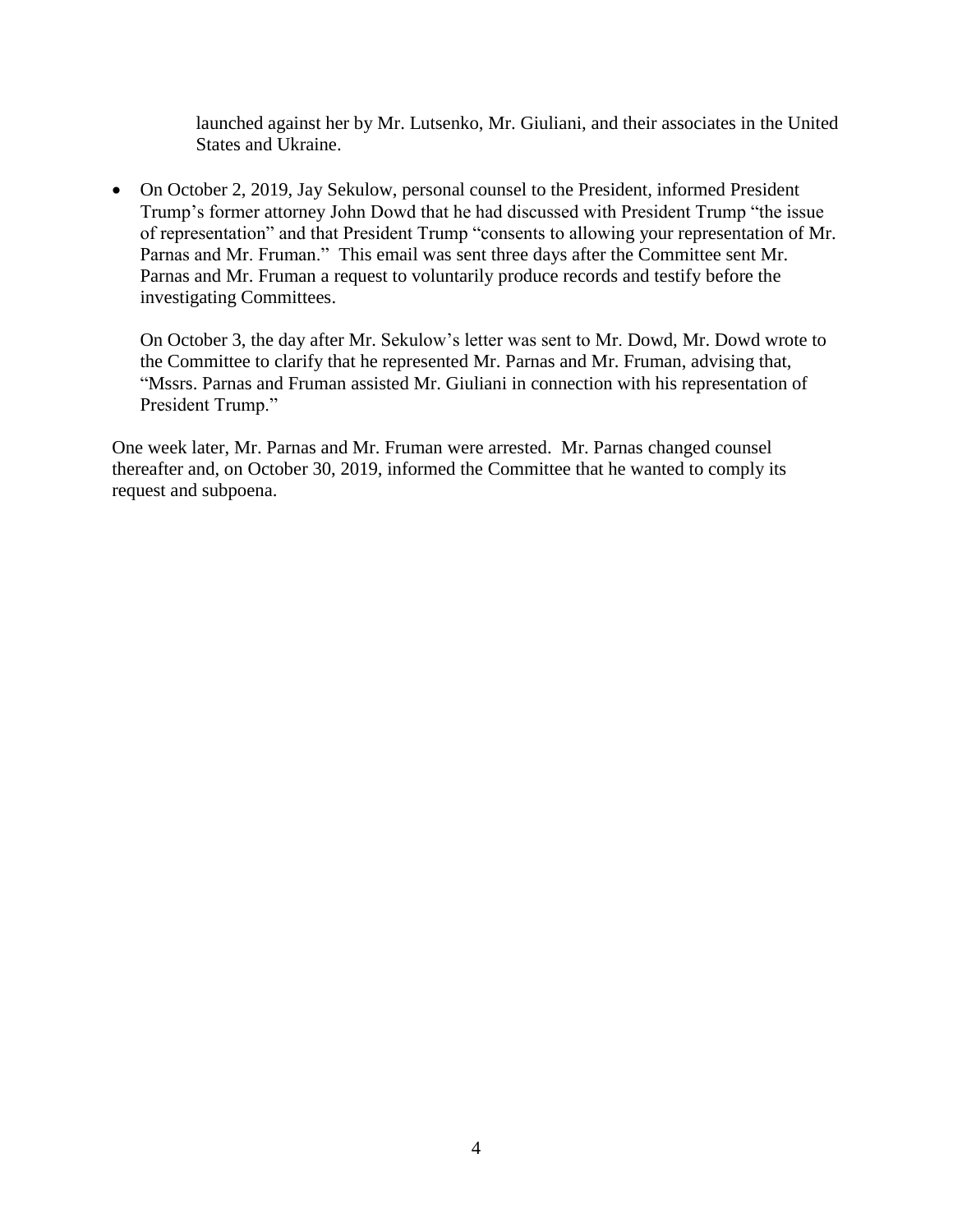launched against her by Mr. Lutsenko, Mr. Giuliani, and their associates in the United States and Ukraine.

- On October 2, 2019, Jay Sekulow, personal counsel to the President, informed President Trump's former attorney John Dowd that he had discussed with President Trump "the issue of representation" and that President Trump "consents to allowing your representation of Mr. Parnas and Mr. Fruman." This email was sent three days after the Committee sent Mr. Parnas and Mr. Fruman a request to voluntarily produce records and testify before the investigating Committees.

  On October 3, the day after Mr. Sekulow's letter was sent to Mr. Dowd, Mr. Dowd wrote to the Committee to clarify that he represented Mr. Parnas and Mr. Fruman, advising that, "Mssrs. Parnas and Fruman assisted Mr. Giuliani in connection with his representation of President Trump."

One week later, Mr. Parnas and Mr. Fruman were arrested. Mr. Parnas changed counsel thereafter and, on October 30, 2019, informed the Committee that he wanted to comply its request and subpoena.